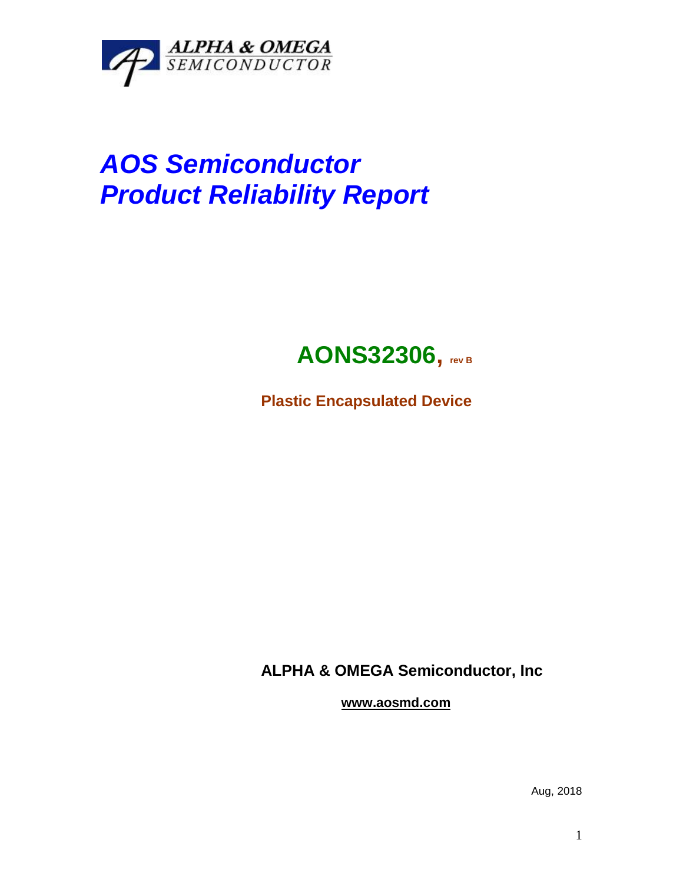ALPHA & OMEGA
SEMICONDUCTOR

# *AOS Semiconductor*
# *Product Reliability Report*

## AONS32306, rev B

**Plastic Encapsulated Device**

**ALPHA & OMEGA Semiconductor, Inc**

**www.aosmd.com**

Aug, 2018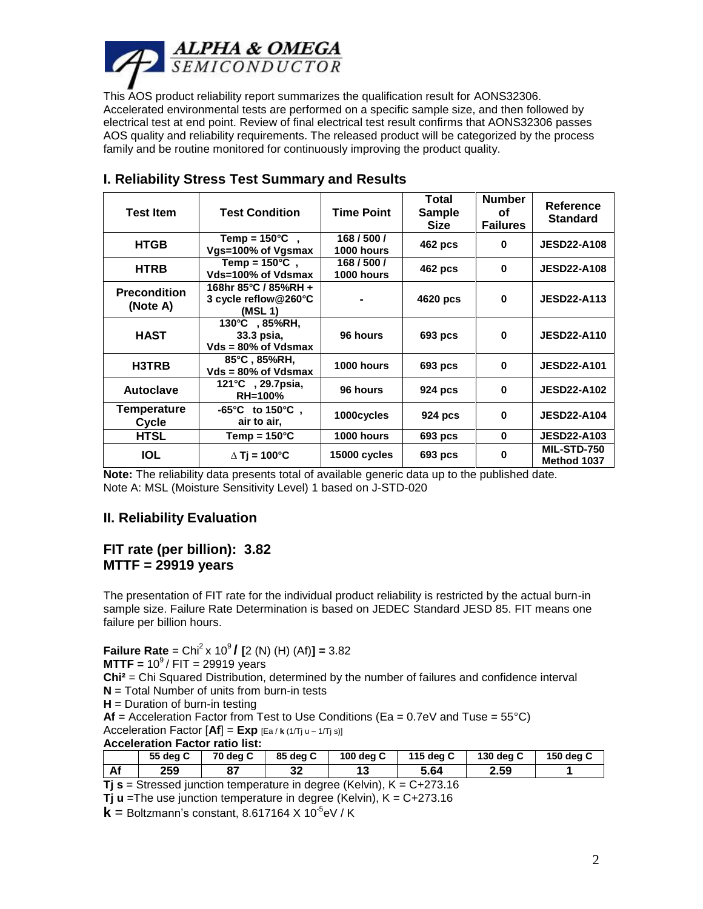This AOS product reliability report summarizes the qualification result for AONS32306. Accelerated environmental tests are performed on a specific sample size, and then followed by electrical test at end point. Review of final electrical test result confirms that AONS32306 passes AOS quality and reliability requirements. The released product will be categorized by the process family and be routine monitored for continuously improving the product quality.

## I. Reliability Stress Test Summary and Results

| Test Item | Test Condition | Time Point | Total Sample Size | Number of Failures | Reference Standard |
|---|---|---|---|---|---|
| HTGB | Temp = 150°C , Vgs=100% of Vgsmax | 168 / 500 / 1000 hours | 462 pcs | 0 | JESD22-A108 |
| HTRB | Temp = 150°C , Vds=100% of Vdsmax | 168 / 500 / 1000 hours | 462 pcs | 0 | JESD22-A108 |
| Precondition (Note A) | 168hr 85°C / 85%RH + 3 cycle reflow@260°C (MSL 1) | - | 4620 pcs | 0 | JESD22-A113 |
| HAST | 130°C , 85%RH, 33.3 psia, Vds = 80% of Vdsmax | 96 hours | 693 pcs | 0 | JESD22-A110 |
| H3TRB | 85°C , 85%RH, Vds = 80% of Vdsmax | 1000 hours | 693 pcs | 0 | JESD22-A101 |
| Autoclave | 121°C , 29.7psia, RH=100% | 96 hours | 924 pcs | 0 | JESD22-A102 |
| Temperature Cycle | -65°C to 150°C , air to air, | 1000cycles | 924 pcs | 0 | JESD22-A104 |
| HTSL | Temp = 150°C | 1000 hours | 693 pcs | 0 | JESD22-A103 |
| IOL | $\Delta$ Tj = 100°C | 15000 cycles | 693 pcs | 0 | MIL-STD-750 Method 1037 |

**Note:** The reliability data presents total of available generic data up to the published date.
Note A: MSL (Moisture Sensitivity Level) 1 based on J-STD-020

## II. Reliability Evaluation

### FIT rate (per billion): 3.82
### MTTF = 29919 years

The presentation of FIT rate for the individual product reliability is restricted by the actual burn-in sample size. Failure Rate Determination is based on JEDEC Standard JESD 85. FIT means one failure per billion hours.

**Failure Rate** = $Chi^2 \times 10^9$ **/ [**2 (N) (H) (Af)**] =** 3.82
**MTTF =** $10^9$ / FIT = 29919 years
**Chi²** = Chi Squared Distribution, determined by the number of failures and confidence interval
**N** = Total Number of units from burn-in tests
**H** = Duration of burn-in testing
**Af** = Acceleration Factor from Test to Use Conditions (Ea = 0.7eV and Tuse = 55°C)
Acceleration Factor [**Af**] = **Exp** [Ea / **k** (1/Tj u – 1/Tj s)]
**Acceleration Factor ratio list:**

| | 55 deg C | 70 deg C | 85 deg C | 100 deg C | 115 deg C | 130 deg C | 150 deg C |
|---|---|---|---|---|---|---|---|
| Af | 259 | 87 | 32 | 13 | 5.64 | 2.59 | 1 |

**Tj s** = Stressed junction temperature in degree (Kelvin), K = C+273.16
**Tj u** =The use junction temperature in degree (Kelvin), K = C+273.16
**k** = Boltzmann's constant, 8.617164 X $10^{-5}$eV / K